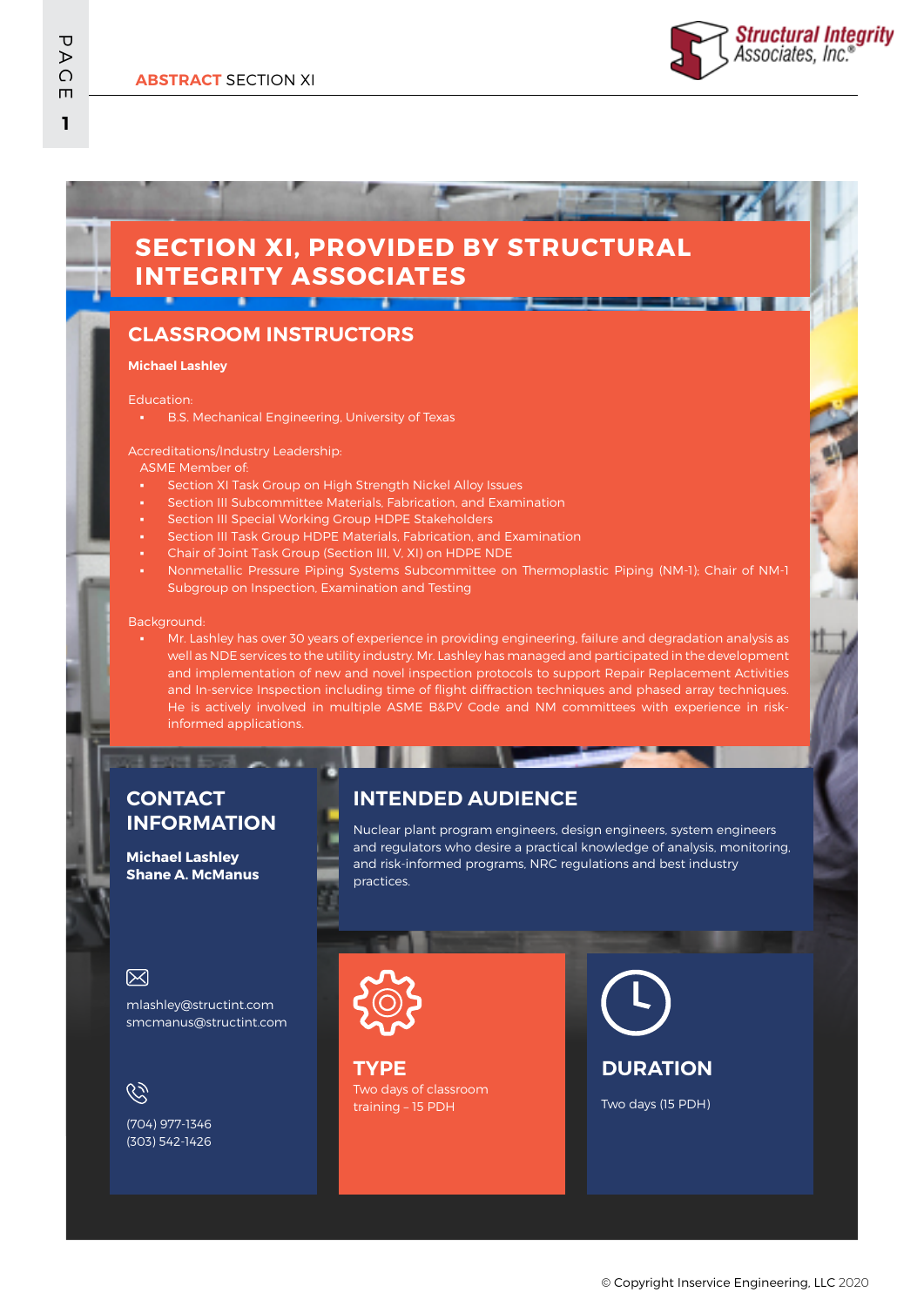**ABSTRACT** SECTION XI

# SECTION XI, PROVIDED BY STRUCTURAL INTEGRITY ASSOCIATES

## CLASSROOM INSTRUCTORS

**Michael Lashley**

Education:

- B.S. Mechanical Engineering, University of Texas

Accreditations/Industry Leadership:

ASME Member of:

- Section XI Task Group on High Strength Nickel Alloy Issues
- Section III Subcommittee Materials, Fabrication, and Examination
- Section III Special Working Group HDPE Stakeholders
- Section III Task Group HDPE Materials, Fabrication, and Examination
- Chair of Joint Task Group (Section III, V, XI) on HDPE NDE
- Nonmetallic Pressure Piping Systems Subcommittee on Thermoplastic Piping (NM-1); Chair of NM-1 Subgroup on Inspection, Examination and Testing

Background:

- Mr. Lashley has over 30 years of experience in providing engineering, failure and degradation analysis as well as NDE services to the utility industry. Mr. Lashley has managed and participated in the development and implementation of new and novel inspection protocols to support Repair Replacement Activities and In-service Inspection including time of flight diffraction techniques and phased array techniques. He is actively involved in multiple ASME B&PV Code and NM committees with experience in risk-informed applications.

## CONTACT INFORMATION

**Michael Lashley**
**Shane A. McManus**

mlashley@structint.com
smcmanus@structint.com

(704) 977-1346
(303) 542-1426

## INTENDED AUDIENCE

Nuclear plant program engineers, design engineers, system engineers and regulators who desire a practical knowledge of analysis, monitoring, and risk-informed programs, NRC regulations and best industry practices.

## TYPE

Two days of classroom training – 15 PDH

## DURATION

Two days (15 PDH)

© Copyright Inservice Engineering, LLC 2020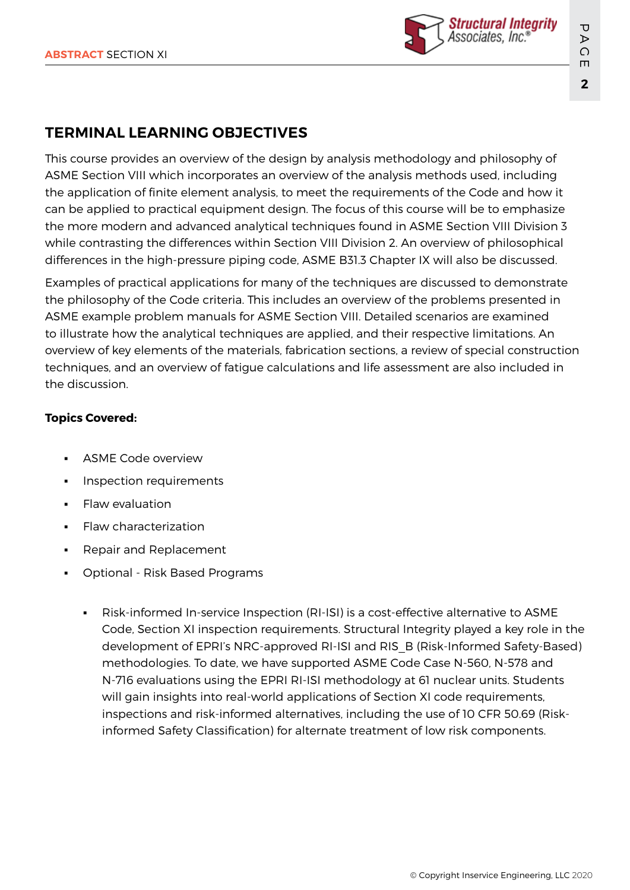## TERMINAL LEARNING OBJECTIVES

This course provides an overview of the design by analysis methodology and philosophy of ASME Section VIII which incorporates an overview of the analysis methods used, including the application of finite element analysis, to meet the requirements of the Code and how it can be applied to practical equipment design. The focus of this course will be to emphasize the more modern and advanced analytical techniques found in ASME Section VIII Division 3 while contrasting the differences within Section VIII Division 2. An overview of philosophical differences in the high-pressure piping code, ASME B31.3 Chapter IX will also be discussed.

Examples of practical applications for many of the techniques are discussed to demonstrate the philosophy of the Code criteria. This includes an overview of the problems presented in ASME example problem manuals for ASME Section VIII. Detailed scenarios are examined to illustrate how the analytical techniques are applied, and their respective limitations. An overview of key elements of the materials, fabrication sections, a review of special construction techniques, and an overview of fatigue calculations and life assessment are also included in the discussion.

**Topics Covered:**

- ASME Code overview
- Inspection requirements
- Flaw evaluation
- Flaw characterization
- Repair and Replacement
- Optional - Risk Based Programs
  - Risk-informed In-service Inspection (RI-ISI) is a cost-effective alternative to ASME Code, Section XI inspection requirements. Structural Integrity played a key role in the development of EPRI's NRC-approved RI-ISI and RIS_B (Risk-Informed Safety-Based) methodologies. To date, we have supported ASME Code Case N-560, N-578 and N-716 evaluations using the EPRI RI-ISI methodology at 61 nuclear units. Students will gain insights into real-world applications of Section XI code requirements, inspections and risk-informed alternatives, including the use of 10 CFR 50.69 (Risk-informed Safety Classification) for alternate treatment of low risk components.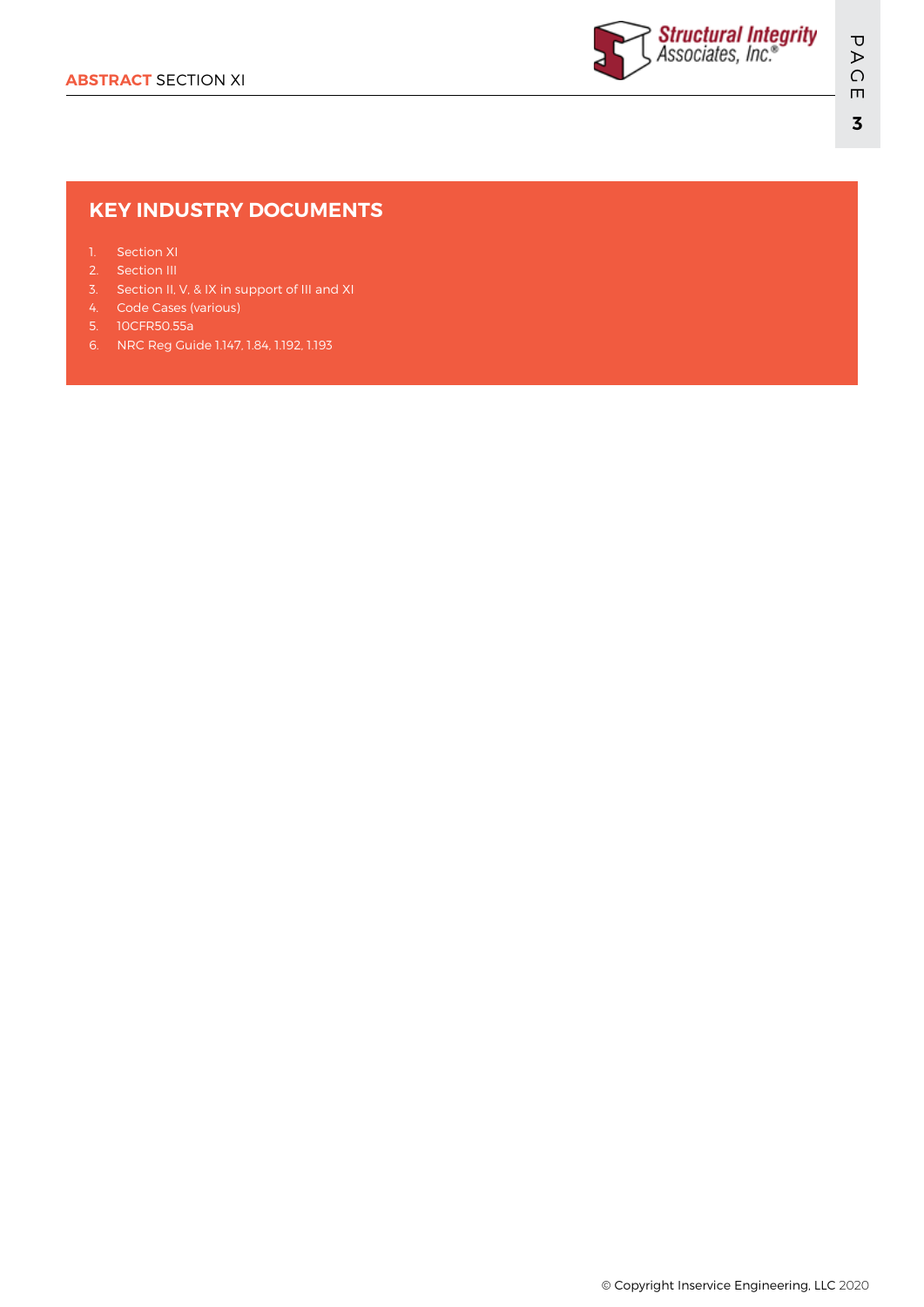## KEY INDUSTRY DOCUMENTS

1. Section XI
2. Section III
3. Section II, V, & IX in support of III and XI
4. Code Cases (various)
5. 10CFR50.55a
6. NRC Reg Guide 1.147, 1.84, 1.192, 1.193